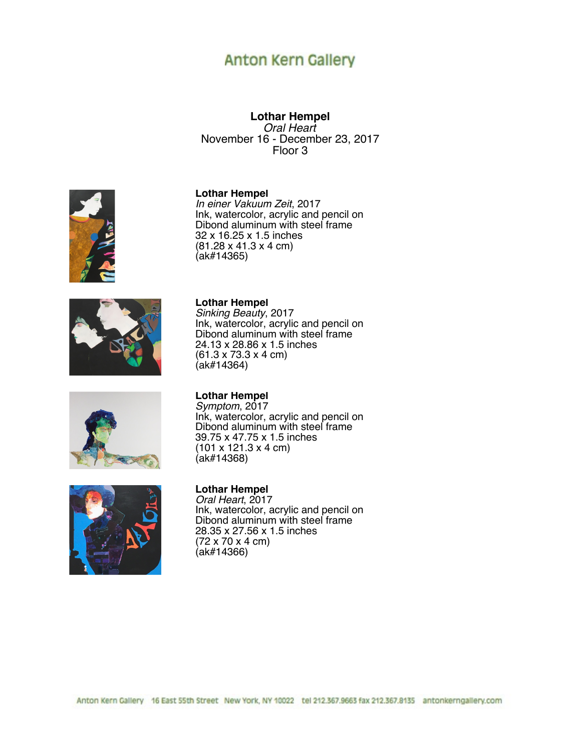# Anton Kern Gallery

**Lothar Hempel**
*Oral Heart*
November 16 - December 23, 2017
Floor 3

**Lothar Hempel**
*In einer Vakuum Zeit*, 2017
Ink, watercolor, acrylic and pencil on Dibond aluminum with steel frame
32 x 16.25 x 1.5 inches
(81.28 x 41.3 x 4 cm)
(ak#14365)

**Lothar Hempel**
*Sinking Beauty*, 2017
Ink, watercolor, acrylic and pencil on Dibond aluminum with steel frame
24.13 x 28.86 x 1.5 inches
(61.3 x 73.3 x 4 cm)
(ak#14364)

**Lothar Hempel**
*Symptom*, 2017
Ink, watercolor, acrylic and pencil on Dibond aluminum with steel frame
39.75 x 47.75 x 1.5 inches
(101 x 121.3 x 4 cm)
(ak#14368)

**Lothar Hempel**
*Oral Heart*, 2017
Ink, watercolor, acrylic and pencil on Dibond aluminum with steel frame
28.35 x 27.56 x 1.5 inches
(72 x 70 x 4 cm)
(ak#14366)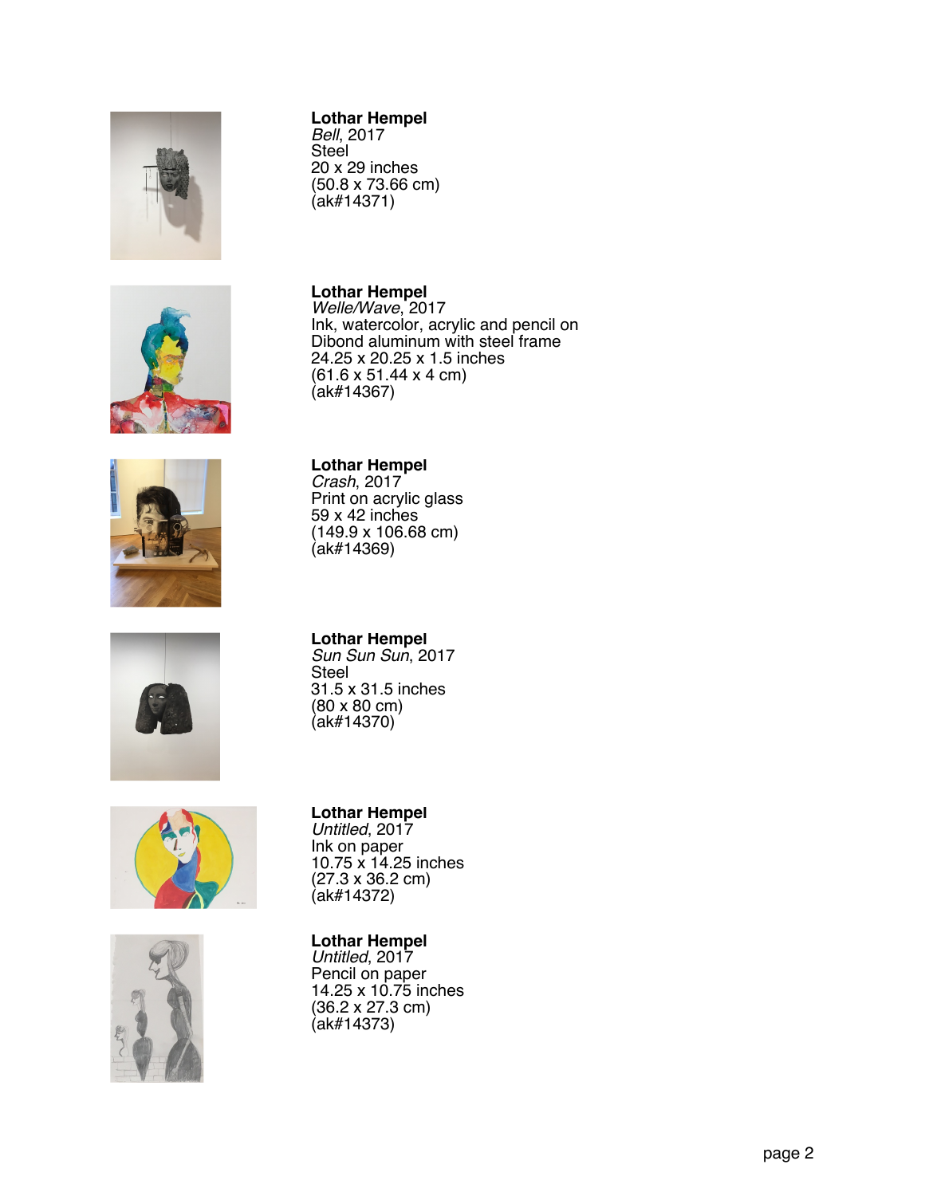**Lothar Hempel**
*Bell*, 2017
Steel
20 x 29 inches
(50.8 x 73.66 cm)
(ak#14371)

**Lothar Hempel**
*Welle/Wave*, 2017
Ink, watercolor, acrylic and pencil on Dibond aluminum with steel frame
24.25 x 20.25 x 1.5 inches
(61.6 x 51.44 x 4 cm)
(ak#14367)

**Lothar Hempel**
*Crash*, 2017
Print on acrylic glass
59 x 42 inches
(149.9 x 106.68 cm)
(ak#14369)

**Lothar Hempel**
*Sun Sun Sun*, 2017
Steel
31.5 x 31.5 inches
(80 x 80 cm)
(ak#14370)

**Lothar Hempel**
*Untitled*, 2017
Ink on paper
10.75 x 14.25 inches
(27.3 x 36.2 cm)
(ak#14372)

**Lothar Hempel**
*Untitled*, 2017
Pencil on paper
14.25 x 10.75 inches
(36.2 x 27.3 cm)
(ak#14373)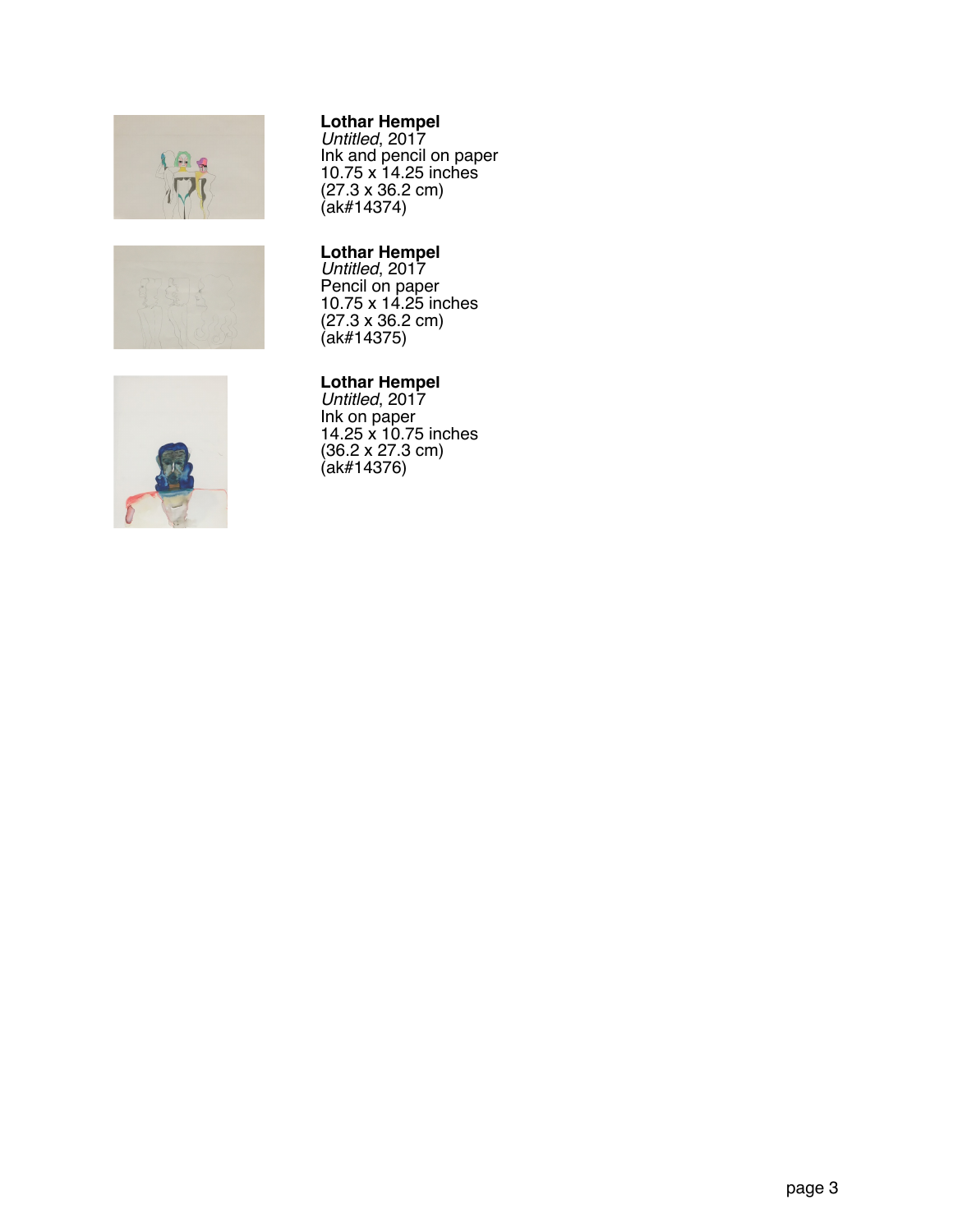**Lothar Hempel**
*Untitled*, 2017
Ink and pencil on paper
10.75 x 14.25 inches
(27.3 x 36.2 cm)
(ak#14374)

**Lothar Hempel**
*Untitled*, 2017
Pencil on paper
10.75 x 14.25 inches
(27.3 x 36.2 cm)
(ak#14375)

**Lothar Hempel**
*Untitled*, 2017
Ink on paper
14.25 x 10.75 inches
(36.2 x 27.3 cm)
(ak#14376)